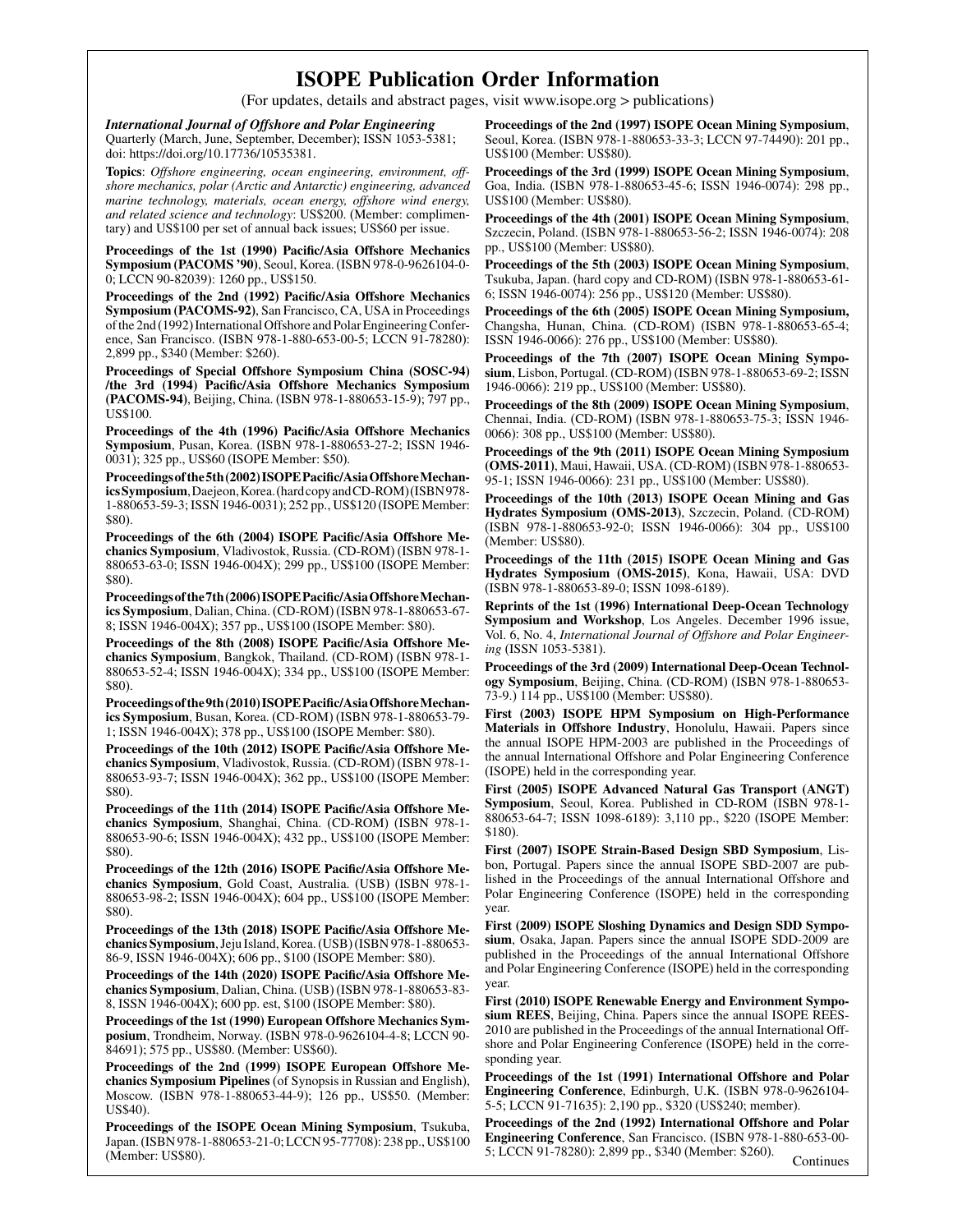# ISOPE Publication Order Information

(For updates, details and abstract pages, visit www.isope.org > publications)

***International Journal of Offshore and Polar Engineering***
Quarterly (March, June, September, December); ISSN 1053-5381; doi: https://doi.org/10.17736/10535381.

**Topics**: *Offshore engineering, ocean engineering, environment, offshore mechanics, polar (Arctic and Antarctic) engineering, advanced marine technology, materials, ocean energy, offshore wind energy, and related science and technology*: US$200. (Member: complimentary) and US$100 per set of annual back issues; US$60 per issue.

**Proceedings of the 1st (1990) Pacific/Asia Offshore Mechanics Symposium (PACOMS '90)**, Seoul, Korea. (ISBN 978-0-9626104-0-0; LCCN 90-82039): 1260 pp., US$150.

**Proceedings of the 2nd (1992) Pacific/Asia Offshore Mechanics Symposium (PACOMS-92)**, San Francisco, CA, USA in Proceedings of the 2nd (1992) International Offshore and Polar Engineering Conference, San Francisco. (ISBN 978-1-880-653-00-5; LCCN 91-78280): 2,899 pp., $340 (Member: $260).

**Proceedings of Special Offshore Symposium China (SOSC-94) /the 3rd (1994) Pacific/Asia Offshore Mechanics Symposium (PACOMS-94)**, Beijing, China. (ISBN 978-1-880653-15-9); 797 pp., US$100.

**Proceedings of the 4th (1996) Pacific/Asia Offshore Mechanics Symposium**, Pusan, Korea. (ISBN 978-1-880653-27-2; ISSN 1946-0031); 325 pp., US$60 (ISOPE Member: $50).

**Proceedings of the 5th (2002) ISOPE Pacific/Asia Offshore Mechanics Symposium**, Daejeon, Korea. (hard copy and CD-ROM) (ISBN 978-1-880653-59-3; ISSN 1946-0031); 252 pp., US$120 (ISOPE Member: $80).

**Proceedings of the 6th (2004) ISOPE Pacific/Asia Offshore Mechanics Symposium**, Vladivostok, Russia. (CD-ROM) (ISBN 978-1-880653-63-0; ISSN 1946-004X); 299 pp., US$100 (ISOPE Member: $80).

**Proceedings of the 7th (2006) ISOPE Pacific/Asia Offshore Mechanics Symposium**, Dalian, China. (CD-ROM) (ISBN 978-1-880653-67-8; ISSN 1946-004X); 357 pp., US$100 (ISOPE Member: $80).

**Proceedings of the 8th (2008) ISOPE Pacific/Asia Offshore Mechanics Symposium**, Bangkok, Thailand. (CD-ROM) (ISBN 978-1-880653-52-4; ISSN 1946-004X); 334 pp., US$100 (ISOPE Member: $80).

**Proceedings of the 9th (2010) ISOPE Pacific/Asia Offshore Mechanics Symposium**, Busan, Korea. (CD-ROM) (ISBN 978-1-880653-79-1; ISSN 1946-004X); 378 pp., US$100 (ISOPE Member: $80).

**Proceedings of the 10th (2012) ISOPE Pacific/Asia Offshore Mechanics Symposium**, Vladivostok, Russia. (CD-ROM) (ISBN 978-1-880653-93-7; ISSN 1946-004X); 362 pp., US$100 (ISOPE Member: $80).

**Proceedings of the 11th (2014) ISOPE Pacific/Asia Offshore Mechanics Symposium**, Shanghai, China. (CD-ROM) (ISBN 978-1-880653-90-6; ISSN 1946-004X); 432 pp., US$100 (ISOPE Member: $80).

**Proceedings of the 12th (2016) ISOPE Pacific/Asia Offshore Mechanics Symposium**, Gold Coast, Australia. (USB) (ISBN 978-1-880653-98-2; ISSN 1946-004X); 604 pp., US$100 (ISOPE Member: $80).

**Proceedings of the 13th (2018) ISOPE Pacific/Asia Offshore Mechanics Symposium**, Jeju Island, Korea. (USB) (ISBN 978-1-880653-86-9, ISSN 1946-004X); 606 pp., $100 (ISOPE Member: $80).

**Proceedings of the 14th (2020) ISOPE Pacific/Asia Offshore Mechanics Symposium**, Dalian, China. (USB) (ISBN 978-1-880653-83-8, ISSN 1946-004X); 600 pp. est, $100 (ISOPE Member: $80).

**Proceedings of the 1st (1990) European Offshore Mechanics Symposium**, Trondheim, Norway. (ISBN 978-0-9626104-4-8; LCCN 90-84691); 575 pp., US$80. (Member: US$60).

**Proceedings of the 2nd (1999) ISOPE European Offshore Mechanics Symposium Pipelines** (of Synopsis in Russian and English), Moscow. (ISBN 978-1-880653-44-9); 126 pp., US$50. (Member: US$40).

**Proceedings of the ISOPE Ocean Mining Symposium**, Tsukuba, Japan. (ISBN 978-1-880653-21-0; LCCN 95-77708): 238 pp., US$100 (Member: US$80).

**Proceedings of the 2nd (1997) ISOPE Ocean Mining Symposium**, Seoul, Korea. (ISBN 978-1-880653-33-3; LCCN 97-74490): 201 pp., US$100 (Member: US$80).

**Proceedings of the 3rd (1999) ISOPE Ocean Mining Symposium**, Goa, India. (ISBN 978-1-880653-45-6; ISSN 1946-0074): 298 pp., US$100 (Member: US$80).

**Proceedings of the 4th (2001) ISOPE Ocean Mining Symposium**, Szczecin, Poland. (ISBN 978-1-880653-56-2; ISSN 1946-0074): 208 pp., US$100 (Member: US$80).

**Proceedings of the 5th (2003) ISOPE Ocean Mining Symposium**, Tsukuba, Japan. (hard copy and CD-ROM) (ISBN 978-1-880653-61-6; ISSN 1946-0074): 256 pp., US$120 (Member: US$80).

**Proceedings of the 6th (2005) ISOPE Ocean Mining Symposium,** Changsha, Hunan, China. (CD-ROM) (ISBN 978-1-880653-65-4; ISSN 1946-0066): 276 pp., US$100 (Member: US$80).

**Proceedings of the 7th (2007) ISOPE Ocean Mining Symposium**, Lisbon, Portugal. (CD-ROM) (ISBN 978-1-880653-69-2; ISSN 1946-0066): 219 pp., US$100 (Member: US$80).

**Proceedings of the 8th (2009) ISOPE Ocean Mining Symposium**, Chennai, India. (CD-ROM) (ISBN 978-1-880653-75-3; ISSN 1946-0066): 308 pp., US$100 (Member: US$80).

**Proceedings of the 9th (2011) ISOPE Ocean Mining Symposium (OMS-2011)**, Maui, Hawaii, USA. (CD-ROM) (ISBN 978-1-880653-95-1; ISSN 1946-0066): 231 pp., US$100 (Member: US$80).

**Proceedings of the 10th (2013) ISOPE Ocean Mining and Gas Hydrates Symposium (OMS-2013)**, Szczecin, Poland. (CD-ROM) (ISBN 978-1-880653-92-0; ISSN 1946-0066): 304 pp., US$100 (Member: US$80).

**Proceedings of the 11th (2015) ISOPE Ocean Mining and Gas Hydrates Symposium (OMS-2015)**, Kona, Hawaii, USA: DVD (ISBN 978-1-880653-89-0; ISSN 1098-6189).

**Reprints of the 1st (1996) International Deep-Ocean Technology Symposium and Workshop**, Los Angeles. December 1996 issue, Vol. 6, No. 4, *International Journal of Offshore and Polar Engineering* (ISSN 1053-5381).

**Proceedings of the 3rd (2009) International Deep-Ocean Technology Symposium**, Beijing, China. (CD-ROM) (ISBN 978-1-880653-73-9.) 114 pp., US$100 (Member: US$80).

**First (2003) ISOPE HPM Symposium on High-Performance Materials in Offshore Industry**, Honolulu, Hawaii. Papers since the annual ISOPE HPM-2003 are published in the Proceedings of the annual International Offshore and Polar Engineering Conference (ISOPE) held in the corresponding year.

**First (2005) ISOPE Advanced Natural Gas Transport (ANGT) Symposium**, Seoul, Korea. Published in CD-ROM (ISBN 978-1-880653-64-7; ISSN 1098-6189): 3,110 pp., $220 (ISOPE Member: $180).

**First (2007) ISOPE Strain-Based Design SBD Symposium**, Lisbon, Portugal. Papers since the annual ISOPE SBD-2007 are published in the Proceedings of the annual International Offshore and Polar Engineering Conference (ISOPE) held in the corresponding year.

**First (2009) ISOPE Sloshing Dynamics and Design SDD Symposium**, Osaka, Japan. Papers since the annual ISOPE SDD-2009 are published in the Proceedings of the annual International Offshore and Polar Engineering Conference (ISOPE) held in the corresponding year.

**First (2010) ISOPE Renewable Energy and Environment Symposium REES**, Beijing, China. Papers since the annual ISOPE REES-2010 are published in the Proceedings of the annual International Offshore and Polar Engineering Conference (ISOPE) held in the corresponding year.

**Proceedings of the 1st (1991) International Offshore and Polar Engineering Conference**, Edinburgh, U.K. (ISBN 978-0-9626104-5-5; LCCN 91-71635): 2,190 pp., $320 (US$240; member).

**Proceedings of the 2nd (1992) International Offshore and Polar Engineering Conference**, San Francisco. (ISBN 978-1-880-653-00-5; LCCN 91-78280): 2,899 pp., $340 (Member: $260).

Continues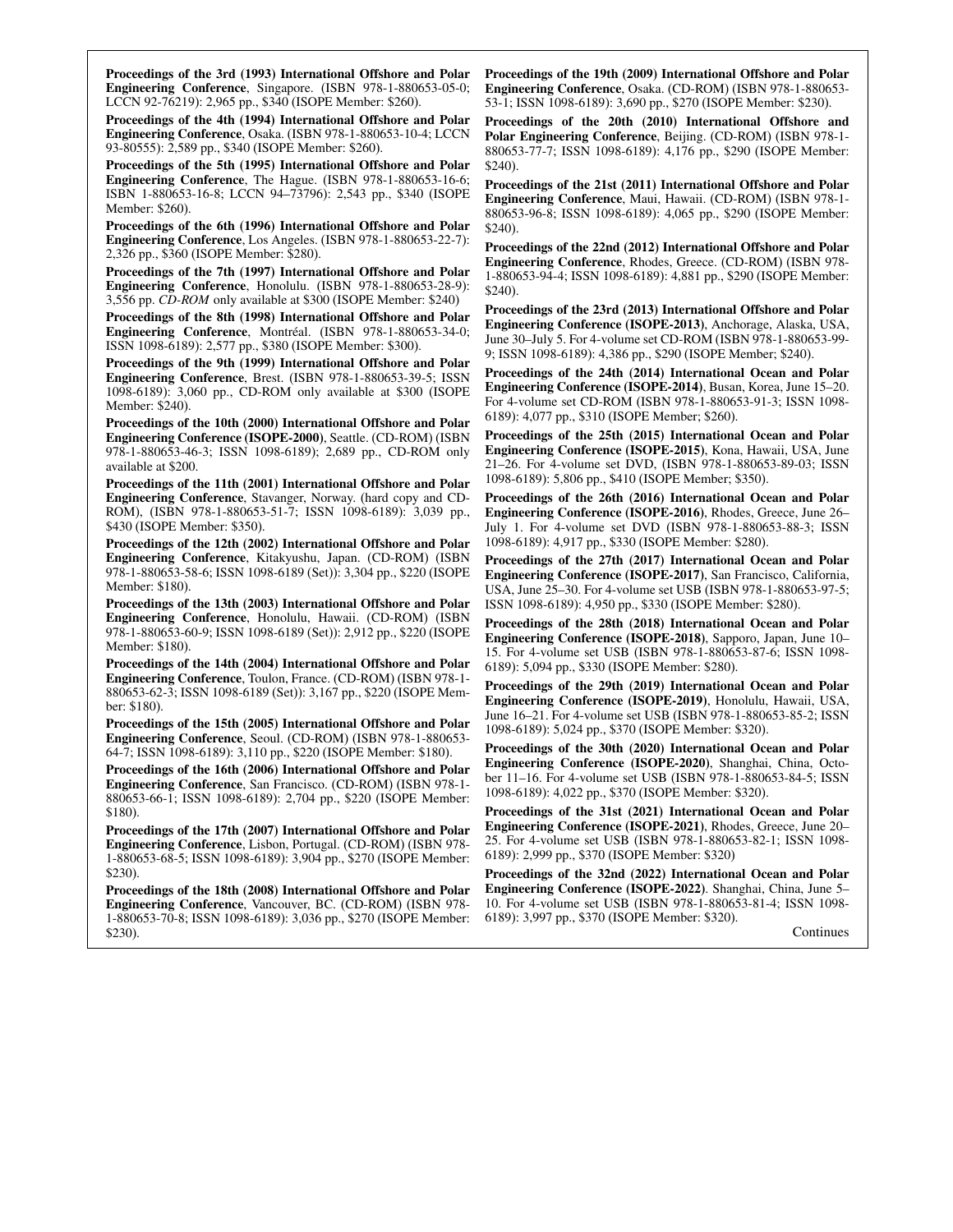**Proceedings of the 3rd (1993) International Offshore and Polar Engineering Conference**, Singapore. (ISBN 978-1-880653-05-0; LCCN 92-76219): 2,965 pp., $340 (ISOPE Member: $260).

**Proceedings of the 4th (1994) International Offshore and Polar Engineering Conference**, Osaka. (ISBN 978-1-880653-10-4; LCCN 93-80555): 2,589 pp., $340 (ISOPE Member: $260).

**Proceedings of the 5th (1995) International Offshore and Polar Engineering Conference**, The Hague. (ISBN 978-1-880653-16-6; ISBN 1-880653-16-8; LCCN 94–73796): 2,543 pp., $340 (ISOPE Member: $260).

**Proceedings of the 6th (1996) International Offshore and Polar Engineering Conference**, Los Angeles. (ISBN 978-1-880653-22-7): 2,326 pp., $360 (ISOPE Member: $280).

**Proceedings of the 7th (1997) International Offshore and Polar Engineering Conference**, Honolulu. (ISBN 978-1-880653-28-9): 3,556 pp. *CD-ROM* only available at $300 (ISOPE Member: $240)

**Proceedings of the 8th (1998) International Offshore and Polar Engineering Conference**, Montréal. (ISBN 978-1-880653-34-0; ISSN 1098-6189): 2,577 pp., $380 (ISOPE Member: $300).

**Proceedings of the 9th (1999) International Offshore and Polar Engineering Conference**, Brest. (ISBN 978-1-880653-39-5; ISSN 1098-6189): 3,060 pp., CD-ROM only available at $300 (ISOPE Member: $240).

**Proceedings of the 10th (2000) International Offshore and Polar Engineering Conference (ISOPE-2000)**, Seattle. (CD-ROM) (ISBN 978-1-880653-46-3; ISSN 1098-6189); 2,689 pp., CD-ROM only available at $200.

**Proceedings of the 11th (2001) International Offshore and Polar Engineering Conference**, Stavanger, Norway. (hard copy and CD-ROM), (ISBN 978-1-880653-51-7; ISSN 1098-6189): 3,039 pp., $430 (ISOPE Member: $350).

**Proceedings of the 12th (2002) International Offshore and Polar Engineering Conference**, Kitakyushu, Japan. (CD-ROM) (ISBN 978-1-880653-58-6; ISSN 1098-6189 (Set)): 3,304 pp., $220 (ISOPE Member: $180).

**Proceedings of the 13th (2003) International Offshore and Polar Engineering Conference**, Honolulu, Hawaii. (CD-ROM) (ISBN 978-1-880653-60-9; ISSN 1098-6189 (Set)): 2,912 pp., $220 (ISOPE Member: $180).

**Proceedings of the 14th (2004) International Offshore and Polar Engineering Conference**, Toulon, France. (CD-ROM) (ISBN 978-1-880653-62-3; ISSN 1098-6189 (Set)): 3,167 pp., $220 (ISOPE Member: $180).

**Proceedings of the 15th (2005) International Offshore and Polar Engineering Conference**, Seoul. (CD-ROM) (ISBN 978-1-880653-64-7; ISSN 1098-6189): 3,110 pp., $220 (ISOPE Member: $180).

**Proceedings of the 16th (2006) International Offshore and Polar Engineering Conference**, San Francisco. (CD-ROM) (ISBN 978-1-880653-66-1; ISSN 1098-6189): 2,704 pp., $220 (ISOPE Member: $180).

**Proceedings of the 17th (2007) International Offshore and Polar Engineering Conference**, Lisbon, Portugal. (CD-ROM) (ISBN 978-1-880653-68-5; ISSN 1098-6189): 3,904 pp., $270 (ISOPE Member: $230).

**Proceedings of the 18th (2008) International Offshore and Polar Engineering Conference**, Vancouver, BC. (CD-ROM) (ISBN 978-1-880653-70-8; ISSN 1098-6189): 3,036 pp., $270 (ISOPE Member: $230).

**Proceedings of the 19th (2009) International Offshore and Polar Engineering Conference**, Osaka. (CD-ROM) (ISBN 978-1-880653-53-1; ISSN 1098-6189): 3,690 pp., $270 (ISOPE Member: $230).

**Proceedings of the 20th (2010) International Offshore and Polar Engineering Conference**, Beijing. (CD-ROM) (ISBN 978-1-880653-77-7; ISSN 1098-6189): 4,176 pp., $290 (ISOPE Member: $240).

**Proceedings of the 21st (2011) International Offshore and Polar Engineering Conference**, Maui, Hawaii. (CD-ROM) (ISBN 978-1-880653-96-8; ISSN 1098-6189): 4,065 pp., $290 (ISOPE Member: $240).

**Proceedings of the 22nd (2012) International Offshore and Polar Engineering Conference**, Rhodes, Greece. (CD-ROM) (ISBN 978-1-880653-94-4; ISSN 1098-6189): 4,881 pp., $290 (ISOPE Member: $240).

**Proceedings of the 23rd (2013) International Offshore and Polar Engineering Conference (ISOPE-2013)**, Anchorage, Alaska, USA, June 30–July 5. For 4-volume set CD-ROM (ISBN 978-1-880653-99-9; ISSN 1098-6189): 4,386 pp., $290 (ISOPE Member; $240).

**Proceedings of the 24th (2014) International Ocean and Polar Engineering Conference (ISOPE-2014)**, Busan, Korea, June 15–20. For 4-volume set CD-ROM (ISBN 978-1-880653-91-3; ISSN 1098-6189): 4,077 pp., $310 (ISOPE Member; $260).

**Proceedings of the 25th (2015) International Ocean and Polar Engineering Conference (ISOPE-2015)**, Kona, Hawaii, USA, June 21–26. For 4-volume set DVD, (ISBN 978-1-880653-89-03; ISSN 1098-6189): 5,806 pp., $410 (ISOPE Member; $350).

**Proceedings of the 26th (2016) International Ocean and Polar Engineering Conference (ISOPE-2016)**, Rhodes, Greece, June 26–July 1. For 4-volume set DVD (ISBN 978-1-880653-88-3; ISSN 1098-6189): 4,917 pp., $330 (ISOPE Member: $280).

**Proceedings of the 27th (2017) International Ocean and Polar Engineering Conference (ISOPE-2017)**, San Francisco, California, USA, June 25–30. For 4-volume set USB (ISBN 978-1-880653-97-5; ISSN 1098-6189): 4,950 pp., $330 (ISOPE Member: $280).

**Proceedings of the 28th (2018) International Ocean and Polar Engineering Conference (ISOPE-2018)**, Sapporo, Japan, June 10–15. For 4-volume set USB (ISBN 978-1-880653-87-6; ISSN 1098-6189): 5,094 pp., $330 (ISOPE Member: $280).

**Proceedings of the 29th (2019) International Ocean and Polar Engineering Conference (ISOPE-2019)**, Honolulu, Hawaii, USA, June 16–21. For 4-volume set USB (ISBN 978-1-880653-85-2; ISSN 1098-6189): 5,024 pp., $370 (ISOPE Member: $320).

**Proceedings of the 30th (2020) International Ocean and Polar Engineering Conference (ISOPE-2020)**, Shanghai, China, October 11–16. For 4-volume set USB (ISBN 978-1-880653-84-5; ISSN 1098-6189): 4,022 pp., $370 (ISOPE Member: $320).

**Proceedings of the 31st (2021) International Ocean and Polar Engineering Conference (ISOPE-2021)**, Rhodes, Greece, June 20–25. For 4-volume set USB (ISBN 978-1-880653-82-1; ISSN 1098-6189): 2,999 pp., $370 (ISOPE Member: $320)

**Proceedings of the 32nd (2022) International Ocean and Polar Engineering Conference (ISOPE-2022)**. Shanghai, China, June 5–10. For 4-volume set USB (ISBN 978-1-880653-81-4; ISSN 1098-6189): 3,997 pp., $370 (ISOPE Member: $320).

Continues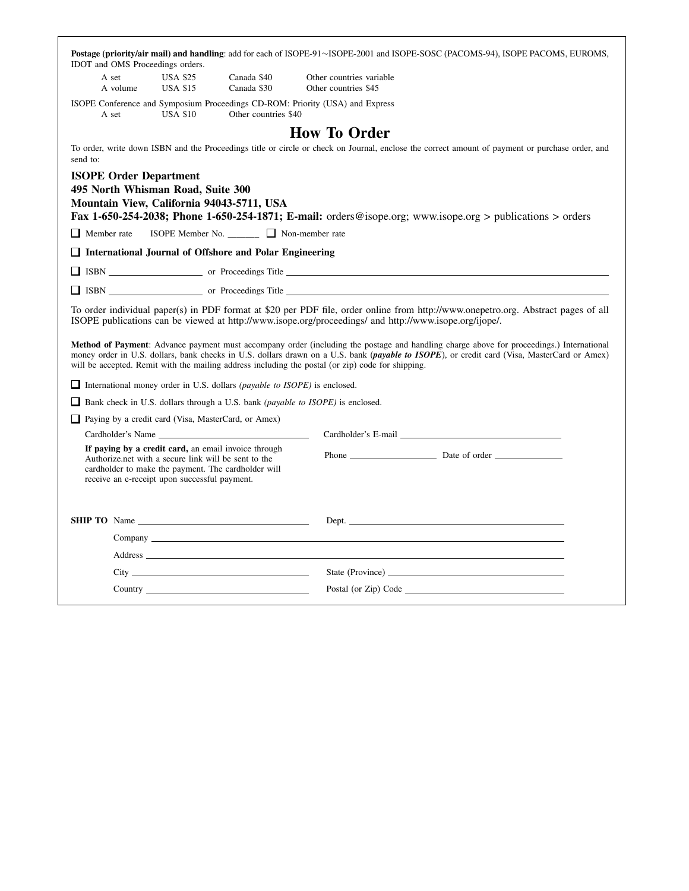**Postage (priority/air mail) and handling**: add for each of ISOPE-91~ISOPE-2001 and ISOPE-SOSC (PACOMS-94), ISOPE PACOMS, EUROMS, IDOT and OMS Proceedings orders.

| | | | |
|---|---|---|---|
| A set | USA $25 | Canada $40 | Other countries variable |
| A volume | USA $15 | Canada $30 | Other countries $45 |

ISOPE Conference and Symposium Proceedings CD-ROM: Priority (USA) and Express

| | | |
|---|---|---|
| A set | USA $10 | Other countries $40 |

# How To Order

To order, write down ISBN and the Proceedings title or circle or check on Journal, enclose the correct amount of payment or purchase order, and send to:

**ISOPE Order Department**
**495 North Whisman Road, Suite 300**
**Mountain View, California 94043-5711, USA**
**Fax 1-650-254-2038; Phone 1-650-254-1871; E-mail:** orders@isope.org; www.isope.org > publications > orders

☐ Member rate    ISOPE Member No. _______  ☐ Non-member rate

☐ **International Journal of Offshore and Polar Engineering**

☐ ISBN ____________________ or Proceedings Title ______________________________

☐ ISBN ____________________ or Proceedings Title ______________________________

To order individual paper(s) in PDF format at $20 per PDF file, order online from http://www.onepetro.org. Abstract pages of all ISOPE publications can be viewed at http://www.isope.org/proceedings/ and http://www.isope.org/ijope/.

**Method of Payment**: Advance payment must accompany order (including the postage and handling charge above for proceedings.) International money order in U.S. dollars, bank checks in U.S. dollars drawn on a U.S. bank (***payable to ISOPE***), or credit card (Visa, MasterCard or Amex) will be accepted. Remit with the mailing address including the postal (or zip) code for shipping.

☐ International money order in U.S. dollars *(payable to ISOPE)* is enclosed.

☐ Bank check in U.S. dollars through a U.S. bank *(payable to ISOPE)* is enclosed.

☐ Paying by a credit card (Visa, MasterCard, or Amex)

Cardholder's Name ______________________ Cardholder's E-mail ______________________

**If paying by a credit card,** an email invoice through Authorize.net with a secure link will be sent to the cardholder to make the payment. The cardholder will receive an e-receipt upon successful payment.

Phone ____________ Date of order ____________

**SHIP TO** Name ______________________ Dept. ______________________

Company ______________________________________________

Address ______________________________________________

City ______________________ State (Province) ______________________

Country ______________________ Postal (or Zip) Code ______________________